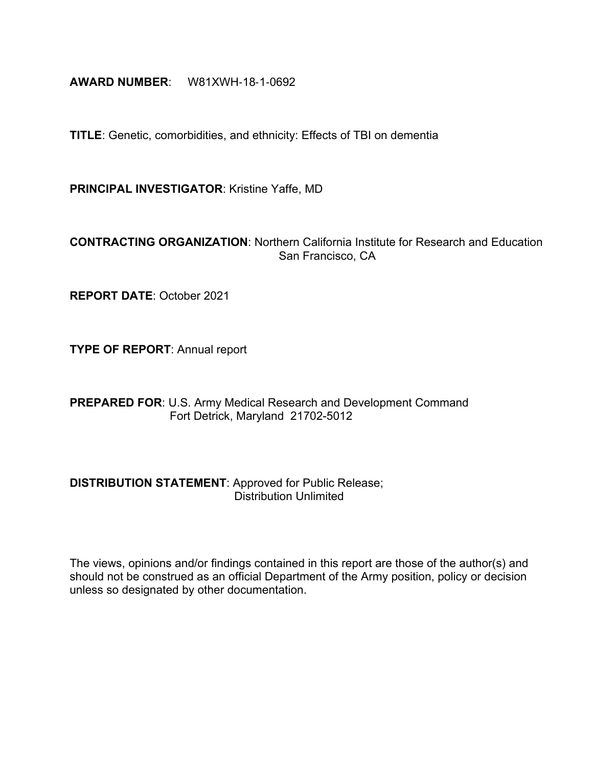**AWARD NUMBER**: W81XWH-18-1-0692

**TITLE**: Genetic, comorbidities, and ethnicity: Effects of TBI on dementia

**PRINCIPAL INVESTIGATOR**: Kristine Yaffe, MD

**CONTRACTING ORGANIZATION**: Northern California Institute for Research and Education
San Francisco, CA

**REPORT DATE**: October 2021

**TYPE OF REPORT**: Annual report

**PREPARED FOR**: U.S. Army Medical Research and Development Command
Fort Detrick, Maryland 21702-5012

**DISTRIBUTION STATEMENT**: Approved for Public Release;
Distribution Unlimited

The views, opinions and/or findings contained in this report are those of the author(s) and should not be construed as an official Department of the Army position, policy or decision unless so designated by other documentation.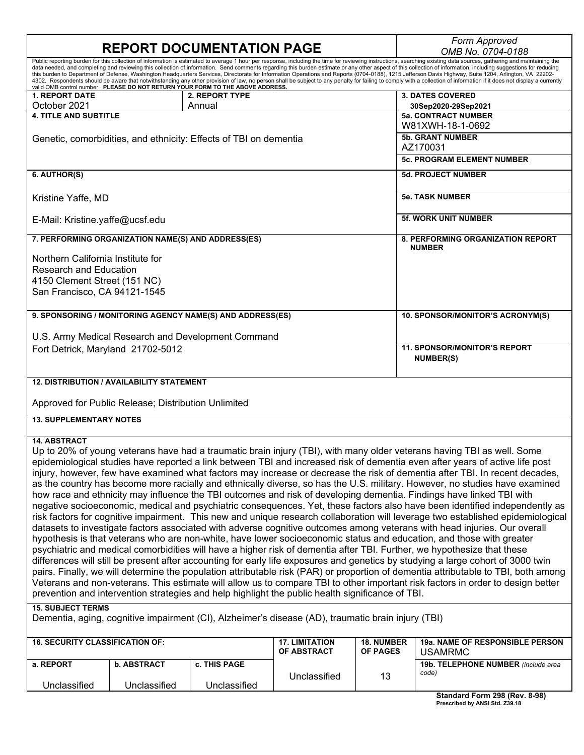# REPORT DOCUMENTATION PAGE

*Form Approved*
*OMB No. 0704-0188*

Public reporting burden for this collection of information is estimated to average 1 hour per response, including the time for reviewing instructions, searching existing data sources, gathering and maintaining the data needed, and completing and reviewing this collection of information. Send comments regarding this burden estimate or any other aspect of this collection of information, including suggestions for reducing this burden to Department of Defense, Washington Headquarters Services, Directorate for Information Operations and Reports (0704-0188), 1215 Jefferson Davis Highway, Suite 1204, Arlington, VA 22202-4302. Respondents should be aware that notwithstanding any other provision of law, no person shall be subject to any penalty for failing to comply with a collection of information if it does not display a currently valid OMB control number. **PLEASE DO NOT RETURN YOUR FORM TO THE ABOVE ADDRESS.**

| **1. REPORT DATE** | **2. REPORT TYPE** | **3. DATES COVERED** |
|---|---|---|
| October 2021 | Annual | 30Sep2020-29Sep2021 |

**4. TITLE AND SUBTITLE**

Genetic, comorbidities, and ethnicity: Effects of TBI on dementia

**5a. CONTRACT NUMBER** W81XWH-18-1-0692

**5b. GRANT NUMBER** AZ170031

**5c. PROGRAM ELEMENT NUMBER**

**6. AUTHOR(S)**

Kristine Yaffe, MD

E-Mail: Kristine.yaffe@ucsf.edu

**5d. PROJECT NUMBER**

**5e. TASK NUMBER**

**5f. WORK UNIT NUMBER**

**7. PERFORMING ORGANIZATION NAME(S) AND ADDRESS(ES)**

Northern California Institute for
Research and Education
4150 Clement Street (151 NC)
San Francisco, CA 94121-1545

**8. PERFORMING ORGANIZATION REPORT NUMBER**

**9. SPONSORING / MONITORING AGENCY NAME(S) AND ADDRESS(ES)**

U.S. Army Medical Research and Development Command
Fort Detrick, Maryland 21702-5012

**10. SPONSOR/MONITOR'S ACRONYM(S)**

**11. SPONSOR/MONITOR'S REPORT NUMBER(S)**

**12. DISTRIBUTION / AVAILABILITY STATEMENT**

Approved for Public Release; Distribution Unlimited

**13. SUPPLEMENTARY NOTES**

**14. ABSTRACT**

Up to 20% of young veterans have had a traumatic brain injury (TBI), with many older veterans having TBI as well. Some epidemiological studies have reported a link between TBI and increased risk of dementia even after years of active life post injury, however, few have examined what factors may increase or decrease the risk of dementia after TBI. In recent decades, as the country has become more racially and ethnically diverse, so has the U.S. military. However, no studies have examined how race and ethnicity may influence the TBI outcomes and risk of developing dementia. Findings have linked TBI with negative socioeconomic, medical and psychiatric consequences. Yet, these factors also have been identified independently as risk factors for cognitive impairment. This new and unique research collaboration will leverage two established epidemiological datasets to investigate factors associated with adverse cognitive outcomes among veterans with head injuries. Our overall hypothesis is that veterans who are non-white, have lower socioeconomic status and education, and those with greater psychiatric and medical comorbidities will have a higher risk of dementia after TBI. Further, we hypothesize that these differences will still be present after accounting for early life exposures and genetics by studying a large cohort of 3000 twin pairs. Finally, we will determine the population attributable risk (PAR) or proportion of dementia attributable to TBI, both among Veterans and non-veterans. This estimate will allow us to compare TBI to other important risk factors in order to design better prevention and intervention strategies and help highlight the public health significance of TBI.

**15. SUBJECT TERMS**

Dementia, aging, cognitive impairment (CI), Alzheimer's disease (AD), traumatic brain injury (TBI)

| **16. SECURITY CLASSIFICATION OF:** | | | **17. LIMITATION OF ABSTRACT** | **18. NUMBER OF PAGES** | **19a. NAME OF RESPONSIBLE PERSON** USAMRMC |
|---|---|---|---|---|---|
| **a. REPORT** | **b. ABSTRACT** | **c. THIS PAGE** | | | **19b. TELEPHONE NUMBER** *(include area code)* |
| Unclassified | Unclassified | Unclassified | Unclassified | 13 | |

**Standard Form 298 (Rev. 8-98)**
**Prescribed by ANSI Std. Z39.18**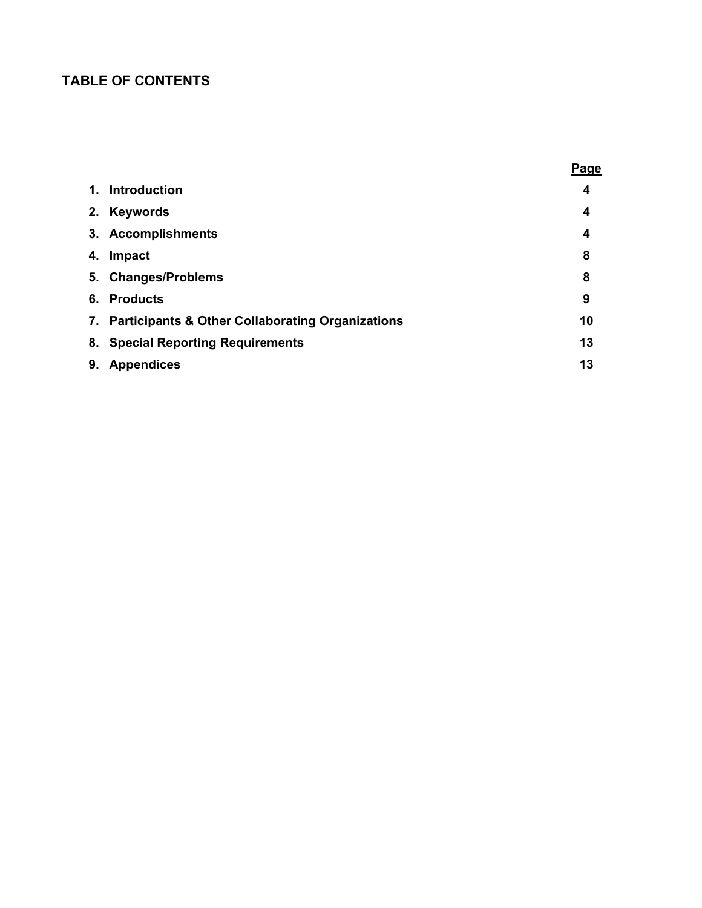## TABLE OF CONTENTS

| | | Page |
|---|---|---|
| 1. | Introduction | 4 |
| 2. | Keywords | 4 |
| 3. | Accomplishments | 4 |
| 4. | Impact | 8 |
| 5. | Changes/Problems | 8 |
| 6. | Products | 9 |
| 7. | Participants & Other Collaborating Organizations | 10 |
| 8. | Special Reporting Requirements | 13 |
| 9. | Appendices | 13 |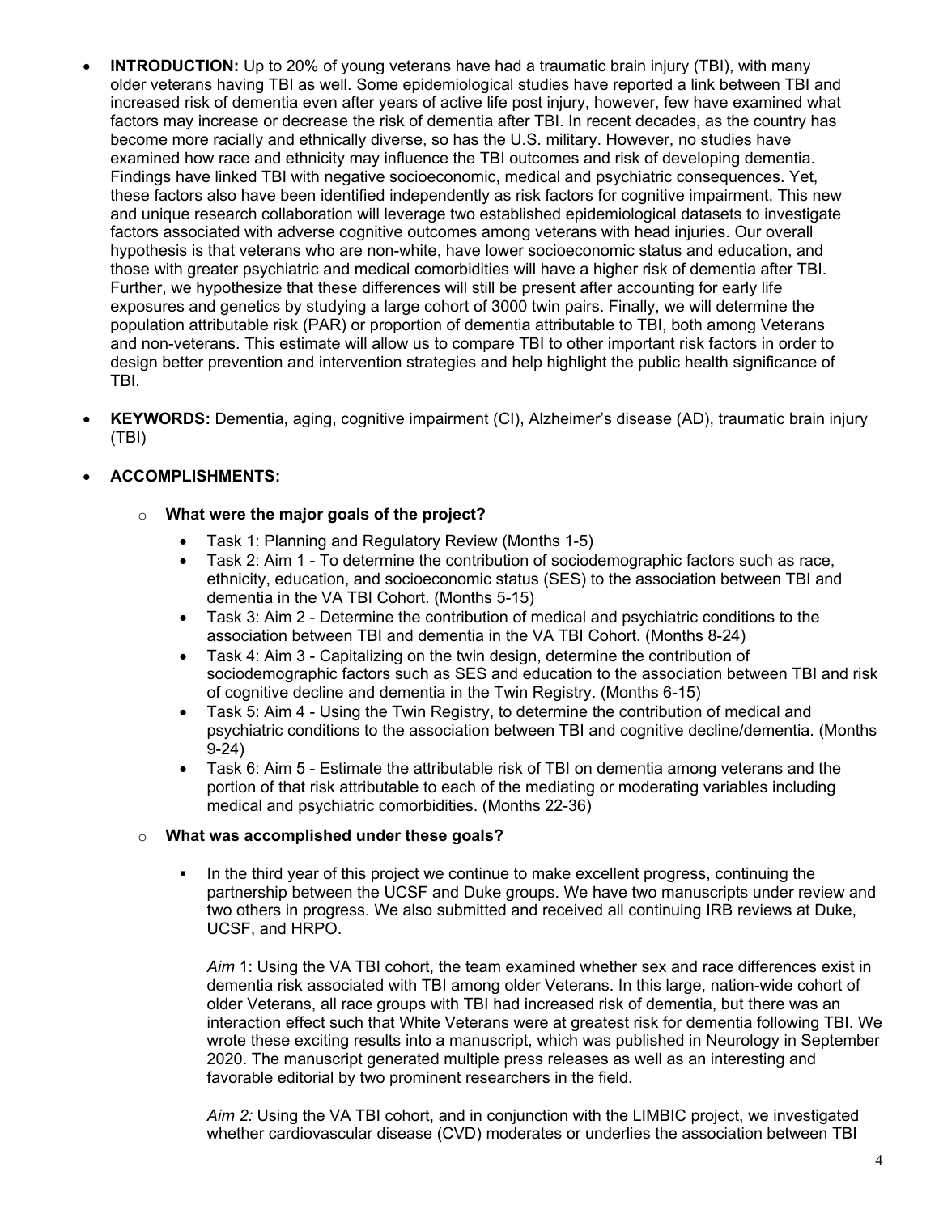- **INTRODUCTION:** Up to 20% of young veterans have had a traumatic brain injury (TBI), with many older veterans having TBI as well. Some epidemiological studies have reported a link between TBI and increased risk of dementia even after years of active life post injury, however, few have examined what factors may increase or decrease the risk of dementia after TBI. In recent decades, as the country has become more racially and ethnically diverse, so has the U.S. military. However, no studies have examined how race and ethnicity may influence the TBI outcomes and risk of developing dementia. Findings have linked TBI with negative socioeconomic, medical and psychiatric consequences. Yet, these factors also have been identified independently as risk factors for cognitive impairment. This new and unique research collaboration will leverage two established epidemiological datasets to investigate factors associated with adverse cognitive outcomes among veterans with head injuries. Our overall hypothesis is that veterans who are non-white, have lower socioeconomic status and education, and those with greater psychiatric and medical comorbidities will have a higher risk of dementia after TBI. Further, we hypothesize that these differences will still be present after accounting for early life exposures and genetics by studying a large cohort of 3000 twin pairs. Finally, we will determine the population attributable risk (PAR) or proportion of dementia attributable to TBI, both among Veterans and non-veterans. This estimate will allow us to compare TBI to other important risk factors in order to design better prevention and intervention strategies and help highlight the public health significance of TBI.

- **KEYWORDS:** Dementia, aging, cognitive impairment (CI), Alzheimer's disease (AD), traumatic brain injury (TBI)

- **ACCOMPLISHMENTS:**

  - **What were the major goals of the project?**

    - Task 1: Planning and Regulatory Review (Months 1-5)
    - Task 2: Aim 1 - To determine the contribution of sociodemographic factors such as race, ethnicity, education, and socioeconomic status (SES) to the association between TBI and dementia in the VA TBI Cohort. (Months 5-15)
    - Task 3: Aim 2 - Determine the contribution of medical and psychiatric conditions to the association between TBI and dementia in the VA TBI Cohort. (Months 8-24)
    - Task 4: Aim 3 - Capitalizing on the twin design, determine the contribution of sociodemographic factors such as SES and education to the association between TBI and risk of cognitive decline and dementia in the Twin Registry. (Months 6-15)
    - Task 5: Aim 4 - Using the Twin Registry, to determine the contribution of medical and psychiatric conditions to the association between TBI and cognitive decline/dementia. (Months 9-24)
    - Task 6: Aim 5 - Estimate the attributable risk of TBI on dementia among veterans and the portion of that risk attributable to each of the mediating or moderating variables including medical and psychiatric comorbidities. (Months 22-36)

  - **What was accomplished under these goals?**

    - In the third year of this project we continue to make excellent progress, continuing the partnership between the UCSF and Duke groups. We have two manuscripts under review and two others in progress. We also submitted and received all continuing IRB reviews at Duke, UCSF, and HRPO.

      *Aim* 1: Using the VA TBI cohort, the team examined whether sex and race differences exist in dementia risk associated with TBI among older Veterans. In this large, nation-wide cohort of older Veterans, all race groups with TBI had increased risk of dementia, but there was an interaction effect such that White Veterans were at greatest risk for dementia following TBI. We wrote these exciting results into a manuscript, which was published in Neurology in September 2020. The manuscript generated multiple press releases as well as an interesting and favorable editorial by two prominent researchers in the field.

      *Aim 2:* Using the VA TBI cohort, and in conjunction with the LIMBIC project, we investigated whether cardiovascular disease (CVD) moderates or underlies the association between TBI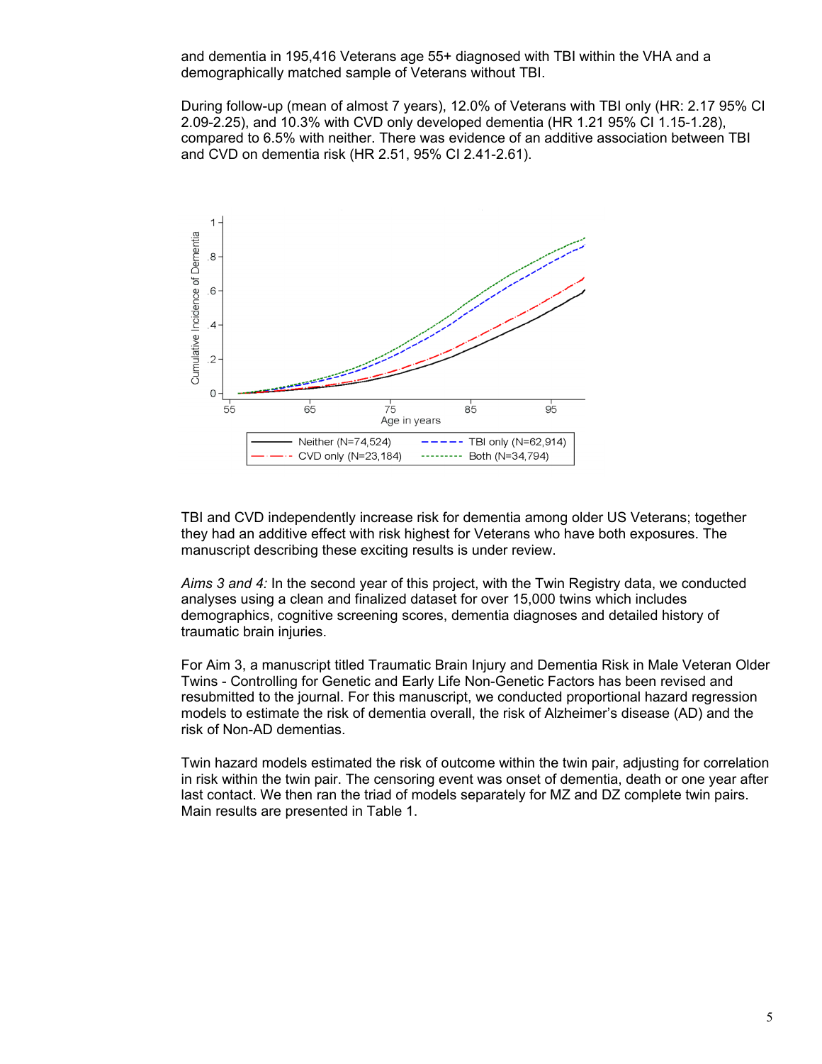and dementia in 195,416 Veterans age 55+ diagnosed with TBI within the VHA and a demographically matched sample of Veterans without TBI.

During follow-up (mean of almost 7 years), 12.0% of Veterans with TBI only (HR: 2.17 95% CI 2.09-2.25), and 10.3% with CVD only developed dementia (HR 1.21 95% CI 1.15-1.28), compared to 6.5% with neither. There was evidence of an additive association between TBI and CVD on dementia risk (HR 2.51, 95% CI 2.41-2.61).

TBI and CVD independently increase risk for dementia among older US Veterans; together they had an additive effect with risk highest for Veterans who have both exposures. The manuscript describing these exciting results is under review.

*Aims 3 and 4:* In the second year of this project, with the Twin Registry data, we conducted analyses using a clean and finalized dataset for over 15,000 twins which includes demographics, cognitive screening scores, dementia diagnoses and detailed history of traumatic brain injuries.

For Aim 3, a manuscript titled Traumatic Brain Injury and Dementia Risk in Male Veteran Older Twins - Controlling for Genetic and Early Life Non-Genetic Factors has been revised and resubmitted to the journal. For this manuscript, we conducted proportional hazard regression models to estimate the risk of dementia overall, the risk of Alzheimer's disease (AD) and the risk of Non-AD dementias.

Twin hazard models estimated the risk of outcome within the twin pair, adjusting for correlation in risk within the twin pair. The censoring event was onset of dementia, death or one year after last contact. We then ran the triad of models separately for MZ and DZ complete twin pairs. Main results are presented in Table 1.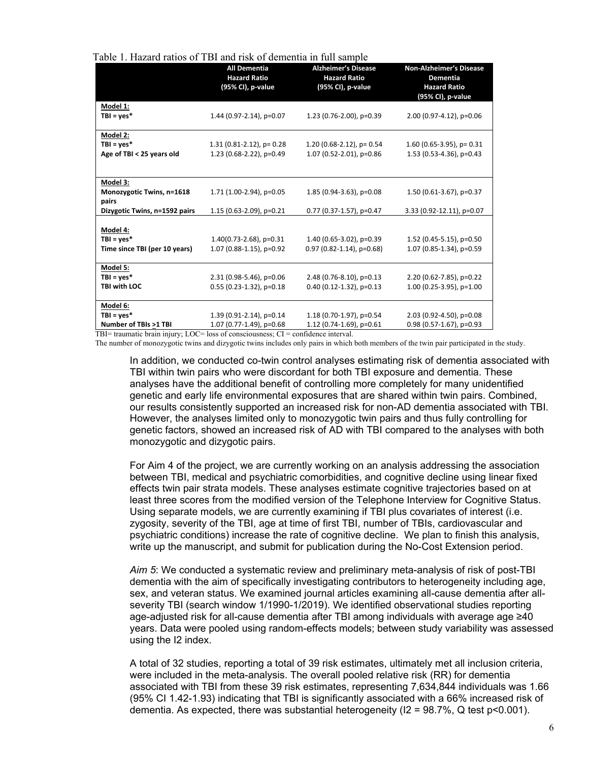Table 1. Hazard ratios of TBI and risk of dementia in full sample

| | All Dementia Hazard Ratio (95% CI), p-value | Alzheimer's Disease Hazard Ratio (95% CI), p-value | Non-Alzheimer's Disease Dementia Hazard Ratio (95% CI), p-value |
|---|---|---|---|
| **Model 1:** | | | |
| **TBI = yes*** | 1.44 (0.97-2.14), p=0.07 | 1.23 (0.76-2.00), p=0.39 | 2.00 (0.97-4.12), p=0.06 |
| **Model 2:** | | | |
| **TBI = yes*** | 1.31 (0.81-2.12), p= 0.28 | 1.20 (0.68-2.12), p= 0.54 | 1.60 (0.65-3.95), p= 0.31 |
| **Age of TBI < 25 years old** | 1.23 (0.68-2.22), p=0.49 | 1.07 (0.52-2.01), p=0.86 | 1.53 (0.53-4.36), p=0.43 |
| **Model 3:** | | | |
| **Monozygotic Twins, n=1618 pairs** | 1.71 (1.00-2.94), p=0.05 | 1.85 (0.94-3.63), p=0.08 | 1.50 (0.61-3.67), p=0.37 |
| **Dizygotic Twins, n=1592 pairs** | 1.15 (0.63-2.09), p=0.21 | 0.77 (0.37-1.57), p=0.47 | 3.33 (0.92-12.11), p=0.07 |
| **Model 4:** | | | |
| **TBI = yes*** | 1.40(0.73-2.68), p=0.31 | 1.40 (0.65-3.02), p=0.39 | 1.52 (0.45-5.15), p=0.50 |
| **Time since TBI (per 10 years)** | 1.07 (0.88-1.15), p=0.92 | 0.97 (0.82-1.14), p=0.68) | 1.07 (0.85-1.34), p=0.59 |
| **Model 5:** | | | |
| **TBI = yes*** | 2.31 (0.98-5.46), p=0.06 | 2.48 (0.76-8.10), p=0.13 | 2.20 (0.62-7.85), p=0.22 |
| **TBI with LOC** | 0.55 (0.23-1.32), p=0.18 | 0.40 (0.12-1.32), p=0.13 | 1.00 (0.25-3.95), p=1.00 |
| **Model 6:** | | | |
| **TBI = yes*** | 1.39 (0.91-2.14), p=0.14 | 1.18 (0.70-1.97), p=0.54 | 2.03 (0.92-4.50), p=0.08 |
| **Number of TBIs >1 TBI** | 1.07 (0.77-1.49), p=0.68 | 1.12 (0.74-1.69), p=0.61 | 0.98 (0.57-1.67), p=0.93 |

TBI= traumatic brain injury; LOC= loss of consciousness; CI = confidence interval.
The number of monozygotic twins and dizygotic twins includes only pairs in which both members of the twin pair participated in the study.

In addition, we conducted co-twin control analyses estimating risk of dementia associated with TBI within twin pairs who were discordant for both TBI exposure and dementia. These analyses have the additional benefit of controlling more completely for many unidentified genetic and early life environmental exposures that are shared within twin pairs. Combined, our results consistently supported an increased risk for non-AD dementia associated with TBI. However, the analyses limited only to monozygotic twin pairs and thus fully controlling for genetic factors, showed an increased risk of AD with TBI compared to the analyses with both monozygotic and dizygotic pairs.

For Aim 4 of the project, we are currently working on an analysis addressing the association between TBI, medical and psychiatric comorbidities, and cognitive decline using linear fixed effects twin pair strata models. These analyses estimate cognitive trajectories based on at least three scores from the modified version of the Telephone Interview for Cognitive Status. Using separate models, we are currently examining if TBI plus covariates of interest (i.e. zygosity, severity of the TBI, age at time of first TBI, number of TBIs, cardiovascular and psychiatric conditions) increase the rate of cognitive decline. We plan to finish this analysis, write up the manuscript, and submit for publication during the No-Cost Extension period.

*Aim 5*: We conducted a systematic review and preliminary meta-analysis of risk of post-TBI dementia with the aim of specifically investigating contributors to heterogeneity including age, sex, and veteran status. We examined journal articles examining all-cause dementia after all-severity TBI (search window 1/1990-1/2019). We identified observational studies reporting age-adjusted risk for all-cause dementia after TBI among individuals with average age ≥40 years. Data were pooled using random-effects models; between study variability was assessed using the I2 index.

A total of 32 studies, reporting a total of 39 risk estimates, ultimately met all inclusion criteria, were included in the meta-analysis. The overall pooled relative risk (RR) for dementia associated with TBI from these 39 risk estimates, representing 7,634,844 individuals was 1.66 (95% CI 1.42-1.93) indicating that TBI is significantly associated with a 66% increased risk of dementia. As expected, there was substantial heterogeneity (I2 = 98.7%, Q test $p<0.001$).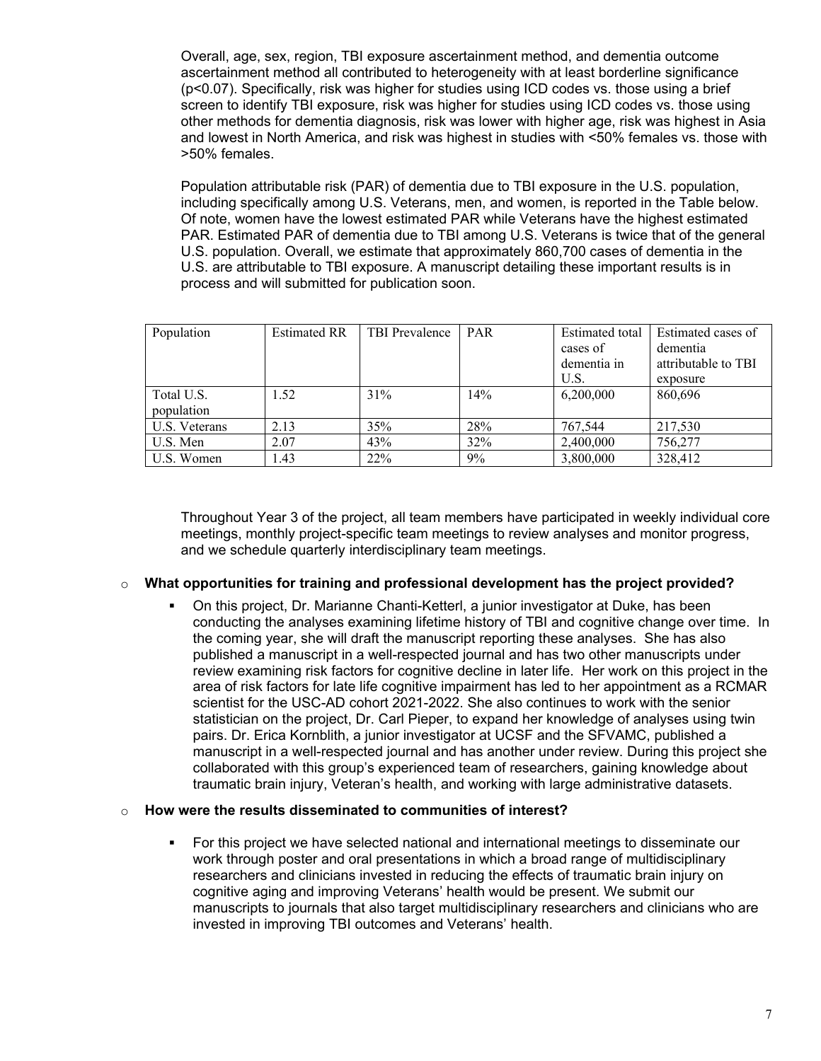Overall, age, sex, region, TBI exposure ascertainment method, and dementia outcome ascertainment method all contributed to heterogeneity with at least borderline significance ($p<0.07$). Specifically, risk was higher for studies using ICD codes vs. those using a brief screen to identify TBI exposure, risk was higher for studies using ICD codes vs. those using other methods for dementia diagnosis, risk was lower with higher age, risk was highest in Asia and lowest in North America, and risk was highest in studies with <50% females vs. those with >50% females.

Population attributable risk (PAR) of dementia due to TBI exposure in the U.S. population, including specifically among U.S. Veterans, men, and women, is reported in the Table below. Of note, women have the lowest estimated PAR while Veterans have the highest estimated PAR. Estimated PAR of dementia due to TBI among U.S. Veterans is twice that of the general U.S. population. Overall, we estimate that approximately 860,700 cases of dementia in the U.S. are attributable to TBI exposure. A manuscript detailing these important results is in process and will submitted for publication soon.

| Population | Estimated RR | TBI Prevalence | PAR | Estimated total cases of dementia in U.S. | Estimated cases of dementia attributable to TBI exposure |
|---|---|---|---|---|---|
| Total U.S. population | 1.52 | 31% | 14% | 6,200,000 | 860,696 |
| U.S. Veterans | 2.13 | 35% | 28% | 767,544 | 217,530 |
| U.S. Men | 2.07 | 43% | 32% | 2,400,000 | 756,277 |
| U.S. Women | 1.43 | 22% | 9% | 3,800,000 | 328,412 |

Throughout Year 3 of the project, all team members have participated in weekly individual core meetings, monthly project-specific team meetings to review analyses and monitor progress, and we schedule quarterly interdisciplinary team meetings.

- **What opportunities for training and professional development has the project provided?**
  - On this project, Dr. Marianne Chanti-Ketterl, a junior investigator at Duke, has been conducting the analyses examining lifetime history of TBI and cognitive change over time. In the coming year, she will draft the manuscript reporting these analyses. She has also published a manuscript in a well-respected journal and has two other manuscripts under review examining risk factors for cognitive decline in later life. Her work on this project in the area of risk factors for late life cognitive impairment has led to her appointment as a RCMAR scientist for the USC-AD cohort 2021-2022. She also continues to work with the senior statistician on the project, Dr. Carl Pieper, to expand her knowledge of analyses using twin pairs. Dr. Erica Kornblith, a junior investigator at UCSF and the SFVAMC, published a manuscript in a well-respected journal and has another under review. During this project she collaborated with this group's experienced team of researchers, gaining knowledge about traumatic brain injury, Veteran's health, and working with large administrative datasets.

- **How were the results disseminated to communities of interest?**
  - For this project we have selected national and international meetings to disseminate our work through poster and oral presentations in which a broad range of multidisciplinary researchers and clinicians invested in reducing the effects of traumatic brain injury on cognitive aging and improving Veterans' health would be present. We submit our manuscripts to journals that also target multidisciplinary researchers and clinicians who are invested in improving TBI outcomes and Veterans' health.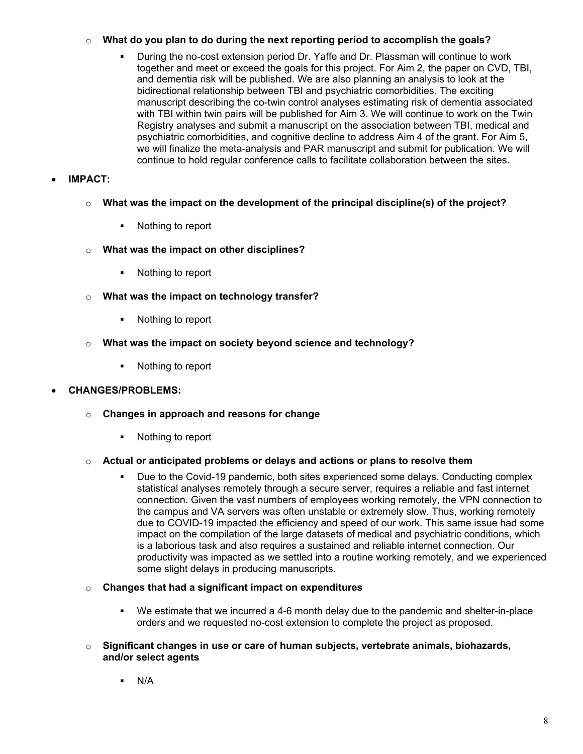- **What do you plan to do during the next reporting period to accomplish the goals?**
  - During the no-cost extension period Dr. Yaffe and Dr. Plassman will continue to work together and meet or exceed the goals for this project. For Aim 2, the paper on CVD, TBI, and dementia risk will be published. We are also planning an analysis to look at the bidirectional relationship between TBI and psychiatric comorbidities. The exciting manuscript describing the co-twin control analyses estimating risk of dementia associated with TBI within twin pairs will be published for Aim 3. We will continue to work on the Twin Registry analyses and submit a manuscript on the association between TBI, medical and psychiatric comorbidities, and cognitive decline to address Aim 4 of the grant. For Aim 5, we will finalize the meta-analysis and PAR manuscript and submit for publication. We will continue to hold regular conference calls to facilitate collaboration between the sites.

- **IMPACT:**
  - **What was the impact on the development of the principal discipline(s) of the project?**
    - Nothing to report
  - **What was the impact on other disciplines?**
    - Nothing to report
  - **What was the impact on technology transfer?**
    - Nothing to report
  - **What was the impact on society beyond science and technology?**
    - Nothing to report

- **CHANGES/PROBLEMS:**
  - **Changes in approach and reasons for change**
    - Nothing to report
  - **Actual or anticipated problems or delays and actions or plans to resolve them**
    - Due to the Covid-19 pandemic, both sites experienced some delays. Conducting complex statistical analyses remotely through a secure server, requires a reliable and fast internet connection. Given the vast numbers of employees working remotely, the VPN connection to the campus and VA servers was often unstable or extremely slow. Thus, working remotely due to COVID-19 impacted the efficiency and speed of our work. This same issue had some impact on the compilation of the large datasets of medical and psychiatric conditions, which is a laborious task and also requires a sustained and reliable internet connection. Our productivity was impacted as we settled into a routine working remotely, and we experienced some slight delays in producing manuscripts.
  - **Changes that had a significant impact on expenditures**
    - We estimate that we incurred a 4-6 month delay due to the pandemic and shelter-in-place orders and we requested no-cost extension to complete the project as proposed.
  - **Significant changes in use or care of human subjects, vertebrate animals, biohazards, and/or select agents**
    - N/A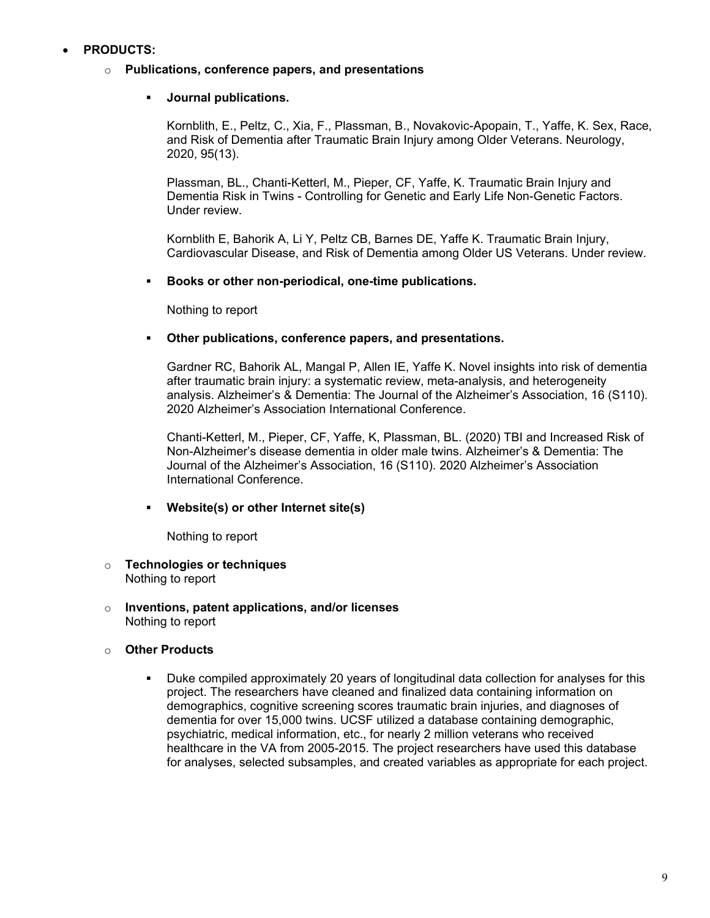- **PRODUCTS:**
  - **Publications, conference papers, and presentations**
    - **Journal publications.**

      Kornblith, E., Peltz, C., Xia, F., Plassman, B., Novakovic-Apopain, T., Yaffe, K. Sex, Race, and Risk of Dementia after Traumatic Brain Injury among Older Veterans. Neurology, 2020, 95(13).

      Plassman, BL., Chanti-Ketterl, M., Pieper, CF, Yaffe, K. Traumatic Brain Injury and Dementia Risk in Twins - Controlling for Genetic and Early Life Non-Genetic Factors. Under review.

      Kornblith E, Bahorik A, Li Y, Peltz CB, Barnes DE, Yaffe K. Traumatic Brain Injury, Cardiovascular Disease, and Risk of Dementia among Older US Veterans. Under review.

    - **Books or other non-periodical, one-time publications.**

      Nothing to report

    - **Other publications, conference papers, and presentations.**

      Gardner RC, Bahorik AL, Mangal P, Allen IE, Yaffe K. Novel insights into risk of dementia after traumatic brain injury: a systematic review, meta-analysis, and heterogeneity analysis. Alzheimer's & Dementia: The Journal of the Alzheimer's Association, 16 (S110). 2020 Alzheimer's Association International Conference.

      Chanti-Ketterl, M., Pieper, CF, Yaffe, K, Plassman, BL. (2020) TBI and Increased Risk of Non-Alzheimer's disease dementia in older male twins. Alzheimer's & Dementia: The Journal of the Alzheimer's Association, 16 (S110). 2020 Alzheimer's Association International Conference.

    - **Website(s) or other Internet site(s)**

      Nothing to report

  - **Technologies or techniques**
    Nothing to report

  - **Inventions, patent applications, and/or licenses**
    Nothing to report

  - **Other Products**

    - Duke compiled approximately 20 years of longitudinal data collection for analyses for this project. The researchers have cleaned and finalized data containing information on demographics, cognitive screening scores traumatic brain injuries, and diagnoses of dementia for over 15,000 twins. UCSF utilized a database containing demographic, psychiatric, medical information, etc., for nearly 2 million veterans who received healthcare in the VA from 2005-2015. The project researchers have used this database for analyses, selected subsamples, and created variables as appropriate for each project.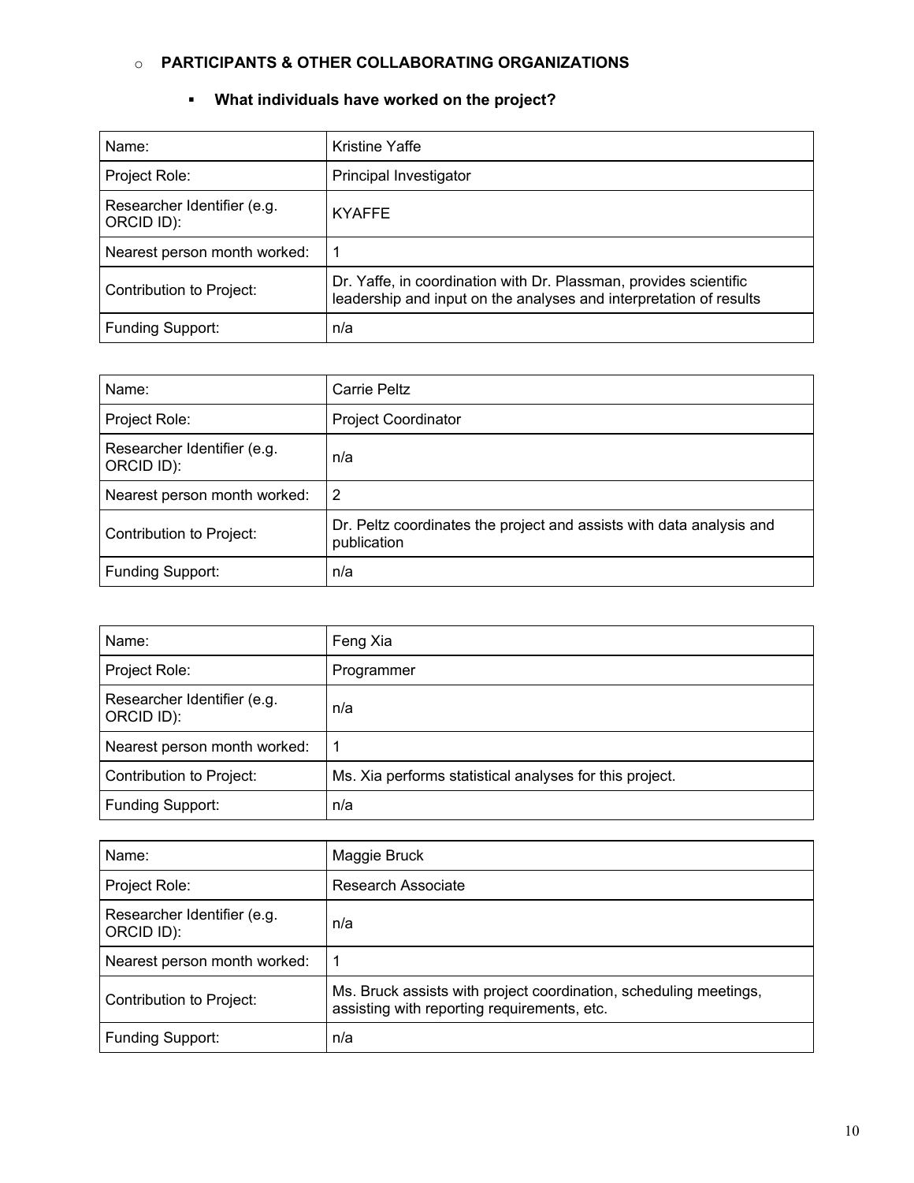- **PARTICIPANTS & OTHER COLLABORATING ORGANIZATIONS**

  - **What individuals have worked on the project?**

| Name: | Kristine Yaffe |
|---|---|
| Project Role: | Principal Investigator |
| Researcher Identifier (e.g. ORCID ID): | KYAFFE |
| Nearest person month worked: | 1 |
| Contribution to Project: | Dr. Yaffe, in coordination with Dr. Plassman, provides scientific leadership and input on the analyses and interpretation of results |
| Funding Support: | n/a |

| Name: | Carrie Peltz |
|---|---|
| Project Role: | Project Coordinator |
| Researcher Identifier (e.g. ORCID ID): | n/a |
| Nearest person month worked: | 2 |
| Contribution to Project: | Dr. Peltz coordinates the project and assists with data analysis and publication |
| Funding Support: | n/a |

| Name: | Feng Xia |
|---|---|
| Project Role: | Programmer |
| Researcher Identifier (e.g. ORCID ID): | n/a |
| Nearest person month worked: | 1 |
| Contribution to Project: | Ms. Xia performs statistical analyses for this project. |
| Funding Support: | n/a |

| Name: | Maggie Bruck |
|---|---|
| Project Role: | Research Associate |
| Researcher Identifier (e.g. ORCID ID): | n/a |
| Nearest person month worked: | 1 |
| Contribution to Project: | Ms. Bruck assists with project coordination, scheduling meetings, assisting with reporting requirements, etc. |
| Funding Support: | n/a |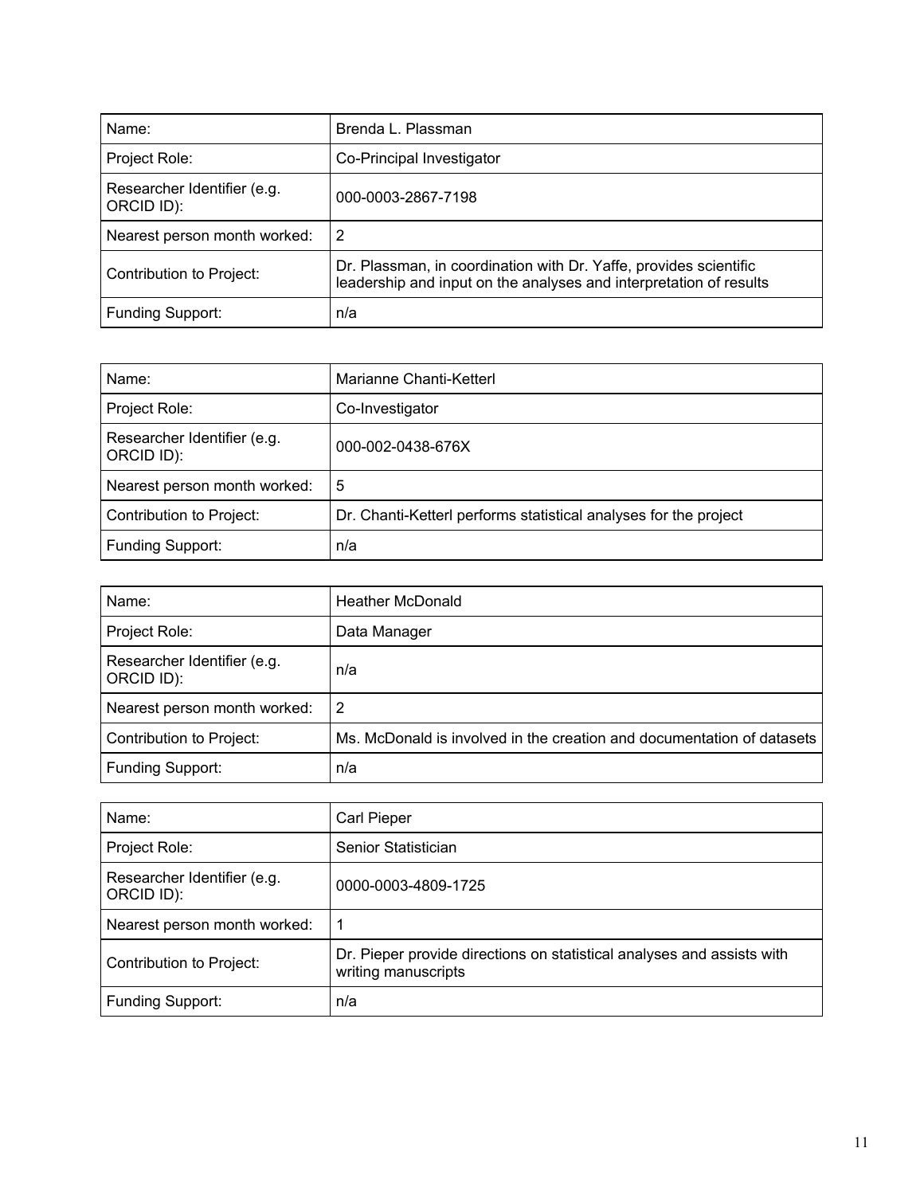| Name: | Brenda L. Plassman |
|---|---|
| Project Role: | Co-Principal Investigator |
| Researcher Identifier (e.g. ORCID ID): | 000-0003-2867-7198 |
| Nearest person month worked: | 2 |
| Contribution to Project: | Dr. Plassman, in coordination with Dr. Yaffe, provides scientific leadership and input on the analyses and interpretation of results |
| Funding Support: | n/a |

| Name: | Marianne Chanti-Ketterl |
|---|---|
| Project Role: | Co-Investigator |
| Researcher Identifier (e.g. ORCID ID): | 000-002-0438-676X |
| Nearest person month worked: | 5 |
| Contribution to Project: | Dr. Chanti-Ketterl performs statistical analyses for the project |
| Funding Support: | n/a |

| Name: | Heather McDonald |
|---|---|
| Project Role: | Data Manager |
| Researcher Identifier (e.g. ORCID ID): | n/a |
| Nearest person month worked: | 2 |
| Contribution to Project: | Ms. McDonald is involved in the creation and documentation of datasets |
| Funding Support: | n/a |

| Name: | Carl Pieper |
|---|---|
| Project Role: | Senior Statistician |
| Researcher Identifier (e.g. ORCID ID): | 0000-0003-4809-1725 |
| Nearest person month worked: | 1 |
| Contribution to Project: | Dr. Pieper provide directions on statistical analyses and assists with writing manuscripts |
| Funding Support: | n/a |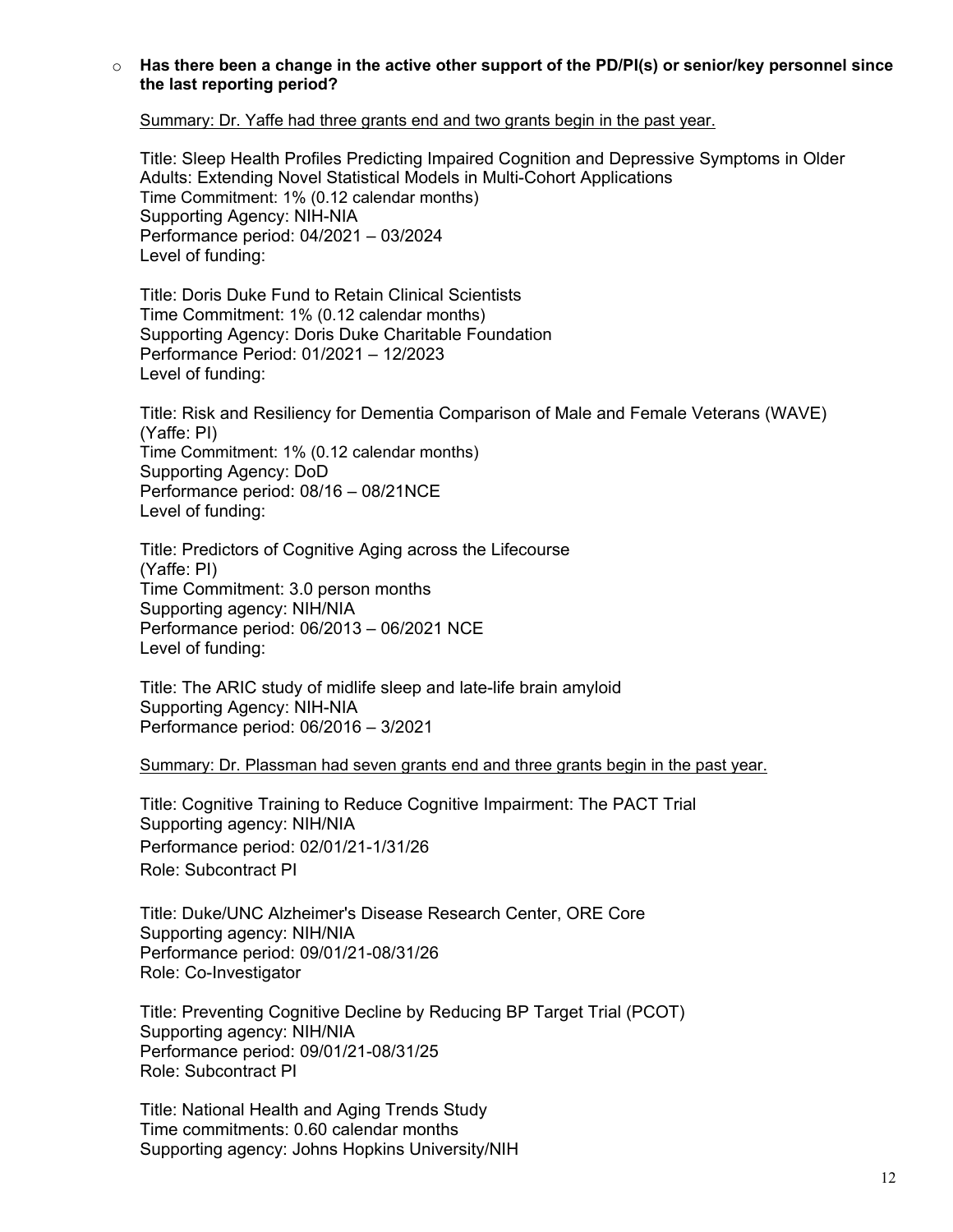- **Has there been a change in the active other support of the PD/PI(s) or senior/key personnel since the last reporting period?**

  Summary: Dr. Yaffe had three grants end and two grants begin in the past year.

  Title: Sleep Health Profiles Predicting Impaired Cognition and Depressive Symptoms in Older Adults: Extending Novel Statistical Models in Multi-Cohort Applications
  Time Commitment: 1% (0.12 calendar months)
  Supporting Agency: NIH-NIA
  Performance period: 04/2021 – 03/2024
  Level of funding:

  Title: Doris Duke Fund to Retain Clinical Scientists
  Time Commitment: 1% (0.12 calendar months)
  Supporting Agency: Doris Duke Charitable Foundation
  Performance Period: 01/2021 – 12/2023
  Level of funding:

  Title: Risk and Resiliency for Dementia Comparison of Male and Female Veterans (WAVE) (Yaffe: PI)
  Time Commitment: 1% (0.12 calendar months)
  Supporting Agency: DoD
  Performance period: 08/16 – 08/21NCE
  Level of funding:

  Title: Predictors of Cognitive Aging across the Lifecourse
  (Yaffe: PI)
  Time Commitment: 3.0 person months
  Supporting agency: NIH/NIA
  Performance period: 06/2013 – 06/2021 NCE
  Level of funding:

  Title: The ARIC study of midlife sleep and late-life brain amyloid
  Supporting Agency: NIH-NIA
  Performance period: 06/2016 – 3/2021

  Summary: Dr. Plassman had seven grants end and three grants begin in the past year.

  Title: Cognitive Training to Reduce Cognitive Impairment: The PACT Trial
  Supporting agency: NIH/NIA
  Performance period: 02/01/21-1/31/26
  Role: Subcontract PI

  Title: Duke/UNC Alzheimer's Disease Research Center, ORE Core
  Supporting agency: NIH/NIA
  Performance period: 09/01/21-08/31/26
  Role: Co-Investigator

  Title: Preventing Cognitive Decline by Reducing BP Target Trial (PCOT)
  Supporting agency: NIH/NIA
  Performance period: 09/01/21-08/31/25
  Role: Subcontract PI

  Title: National Health and Aging Trends Study
  Time commitments: 0.60 calendar months
  Supporting agency: Johns Hopkins University/NIH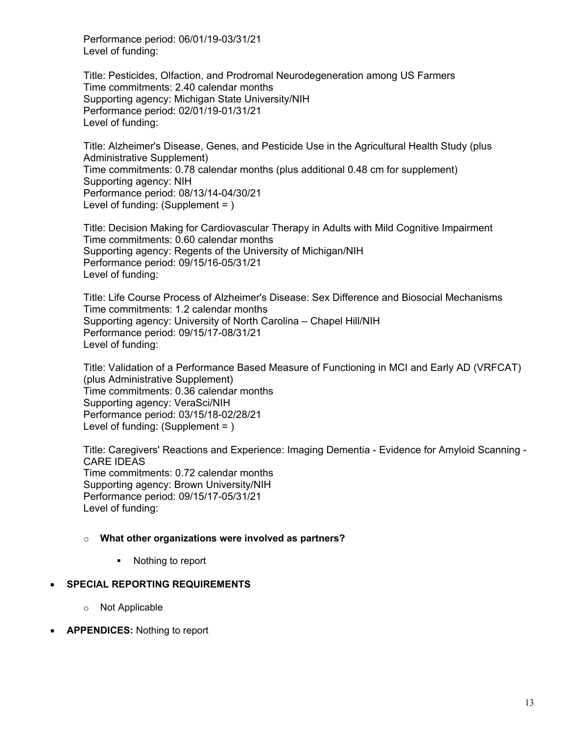Performance period: 06/01/19-03/31/21
Level of funding:

Title: Pesticides, Olfaction, and Prodromal Neurodegeneration among US Farmers
Time commitments: 2.40 calendar months
Supporting agency: Michigan State University/NIH
Performance period: 02/01/19-01/31/21
Level of funding:

Title: Alzheimer's Disease, Genes, and Pesticide Use in the Agricultural Health Study (plus Administrative Supplement)
Time commitments: 0.78 calendar months (plus additional 0.48 cm for supplement)
Supporting agency: NIH
Performance period: 08/13/14-04/30/21
Level of funding: (Supplement = )

Title: Decision Making for Cardiovascular Therapy in Adults with Mild Cognitive Impairment
Time commitments: 0.60 calendar months
Supporting agency: Regents of the University of Michigan/NIH
Performance period: 09/15/16-05/31/21
Level of funding:

Title: Life Course Process of Alzheimer's Disease: Sex Difference and Biosocial Mechanisms
Time commitments: 1.2 calendar months
Supporting agency: University of North Carolina – Chapel Hill/NIH
Performance period: 09/15/17-08/31/21
Level of funding:

Title: Validation of a Performance Based Measure of Functioning in MCI and Early AD (VRFCAT) (plus Administrative Supplement)
Time commitments: 0.36 calendar months
Supporting agency: VeraSci/NIH
Performance period: 03/15/18-02/28/21
Level of funding: (Supplement = )

Title: Caregivers' Reactions and Experience: Imaging Dementia - Evidence for Amyloid Scanning - CARE IDEAS
Time commitments: 0.72 calendar months
Supporting agency: Brown University/NIH
Performance period: 09/15/17-05/31/21
Level of funding:

- **What other organizations were involved as partners?**
  - Nothing to report

- **SPECIAL REPORTING REQUIREMENTS**
  - Not Applicable

- **APPENDICES:** Nothing to report